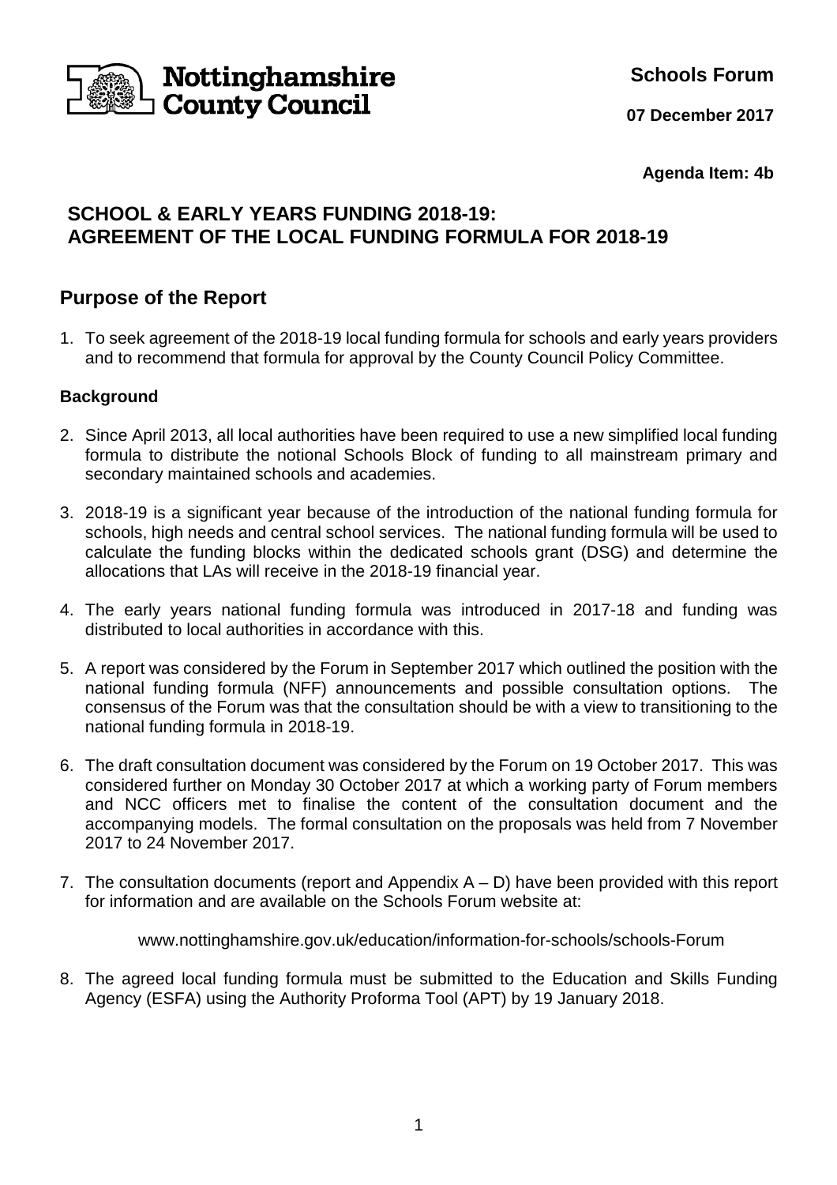Nottinghamshire County Council

**Schools Forum**

**07 December 2017**

**Agenda Item: 4b**

# SCHOOL & EARLY YEARS FUNDING 2018-19: AGREEMENT OF THE LOCAL FUNDING FORMULA FOR 2018-19

## Purpose of the Report

1. To seek agreement of the 2018-19 local funding formula for schools and early years providers and to recommend that formula for approval by the County Council Policy Committee.

### Background

2. Since April 2013, all local authorities have been required to use a new simplified local funding formula to distribute the notional Schools Block of funding to all mainstream primary and secondary maintained schools and academies.

3. 2018-19 is a significant year because of the introduction of the national funding formula for schools, high needs and central school services. The national funding formula will be used to calculate the funding blocks within the dedicated schools grant (DSG) and determine the allocations that LAs will receive in the 2018-19 financial year.

4. The early years national funding formula was introduced in 2017-18 and funding was distributed to local authorities in accordance with this.

5. A report was considered by the Forum in September 2017 which outlined the position with the national funding formula (NFF) announcements and possible consultation options. The consensus of the Forum was that the consultation should be with a view to transitioning to the national funding formula in 2018-19.

6. The draft consultation document was considered by the Forum on 19 October 2017. This was considered further on Monday 30 October 2017 at which a working party of Forum members and NCC officers met to finalise the content of the consultation document and the accompanying models. The formal consultation on the proposals was held from 7 November 2017 to 24 November 2017.

7. The consultation documents (report and Appendix A – D) have been provided with this report for information and are available on the Schools Forum website at:

   www.nottinghamshire.gov.uk/education/information-for-schools/schools-Forum

8. The agreed local funding formula must be submitted to the Education and Skills Funding Agency (ESFA) using the Authority Proforma Tool (APT) by 19 January 2018.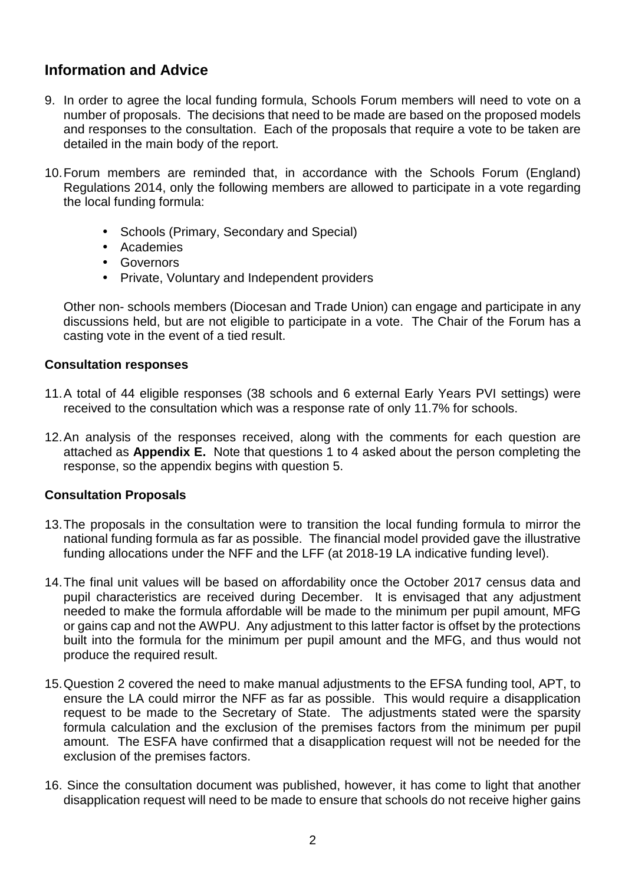## Information and Advice

9. In order to agree the local funding formula, Schools Forum members will need to vote on a number of proposals. The decisions that need to be made are based on the proposed models and responses to the consultation. Each of the proposals that require a vote to be taken are detailed in the main body of the report.

10. Forum members are reminded that, in accordance with the Schools Forum (England) Regulations 2014, only the following members are allowed to participate in a vote regarding the local funding formula:

    - Schools (Primary, Secondary and Special)
    - Academies
    - Governors
    - Private, Voluntary and Independent providers

    Other non- schools members (Diocesan and Trade Union) can engage and participate in any discussions held, but are not eligible to participate in a vote. The Chair of the Forum has a casting vote in the event of a tied result.

### Consultation responses

11. A total of 44 eligible responses (38 schools and 6 external Early Years PVI settings) were received to the consultation which was a response rate of only 11.7% for schools.

12. An analysis of the responses received, along with the comments for each question are attached as **Appendix E.** Note that questions 1 to 4 asked about the person completing the response, so the appendix begins with question 5.

### Consultation Proposals

13. The proposals in the consultation were to transition the local funding formula to mirror the national funding formula as far as possible. The financial model provided gave the illustrative funding allocations under the NFF and the LFF (at 2018-19 LA indicative funding level).

14. The final unit values will be based on affordability once the October 2017 census data and pupil characteristics are received during December. It is envisaged that any adjustment needed to make the formula affordable will be made to the minimum per pupil amount, MFG or gains cap and not the AWPU. Any adjustment to this latter factor is offset by the protections built into the formula for the minimum per pupil amount and the MFG, and thus would not produce the required result.

15. Question 2 covered the need to make manual adjustments to the EFSA funding tool, APT, to ensure the LA could mirror the NFF as far as possible. This would require a disapplication request to be made to the Secretary of State. The adjustments stated were the sparsity formula calculation and the exclusion of the premises factors from the minimum per pupil amount. The ESFA have confirmed that a disapplication request will not be needed for the exclusion of the premises factors.

16. Since the consultation document was published, however, it has come to light that another disapplication request will need to be made to ensure that schools do not receive higher gains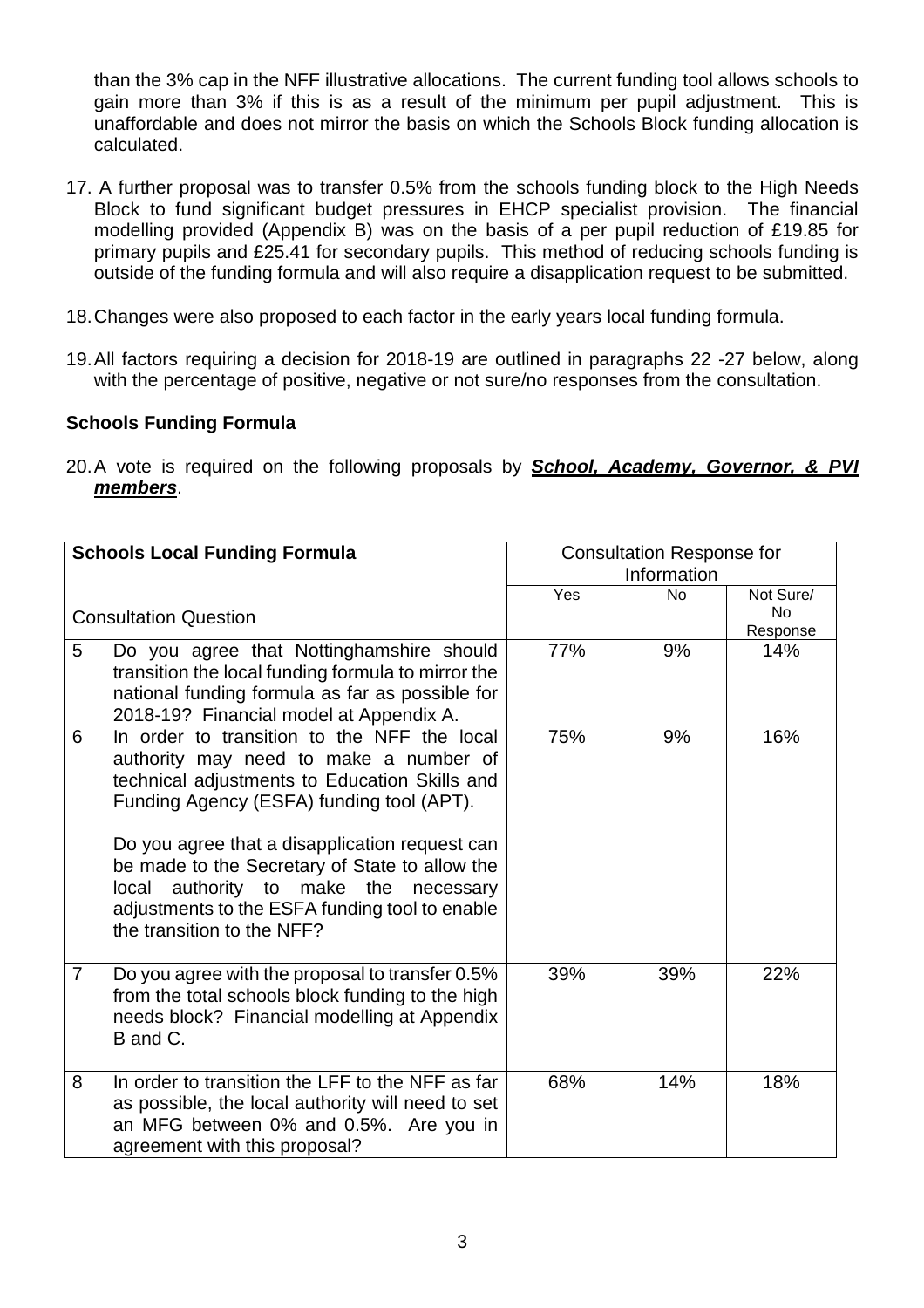than the 3% cap in the NFF illustrative allocations. The current funding tool allows schools to gain more than 3% if this is as a result of the minimum per pupil adjustment. This is unaffordable and does not mirror the basis on which the Schools Block funding allocation is calculated.

17. A further proposal was to transfer 0.5% from the schools funding block to the High Needs Block to fund significant budget pressures in EHCP specialist provision. The financial modelling provided (Appendix B) was on the basis of a per pupil reduction of £19.85 for primary pupils and £25.41 for secondary pupils. This method of reducing schools funding is outside of the funding formula and will also require a disapplication request to be submitted.

18. Changes were also proposed to each factor in the early years local funding formula.

19. All factors requiring a decision for 2018-19 are outlined in paragraphs 22 -27 below, along with the percentage of positive, negative or not sure/no responses from the consultation.

**Schools Funding Formula**

20. A vote is required on the following proposals by ***<u>School, Academy, Governor, & PVI members</u>***.

| **Schools Local Funding Formula** | | Consultation Response for Information | | |
|---|---|---|---|---|
| Consultation Question | | Yes | No | Not Sure/ No Response |
| 5 | Do you agree that Nottinghamshire should transition the local funding formula to mirror the national funding formula as far as possible for 2018-19? Financial model at Appendix A. | 77% | 9% | 14% |
| 6 | In order to transition to the NFF the local authority may need to make a number of technical adjustments to Education Skills and Funding Agency (ESFA) funding tool (APT).<br><br>Do you agree that a disapplication request can be made to the Secretary of State to allow the local authority to make the necessary adjustments to the ESFA funding tool to enable the transition to the NFF? | 75% | 9% | 16% |
| 7 | Do you agree with the proposal to transfer 0.5% from the total schools block funding to the high needs block? Financial modelling at Appendix B and C. | 39% | 39% | 22% |
| 8 | In order to transition the LFF to the NFF as far as possible, the local authority will need to set an MFG between 0% and 0.5%. Are you in agreement with this proposal? | 68% | 14% | 18% |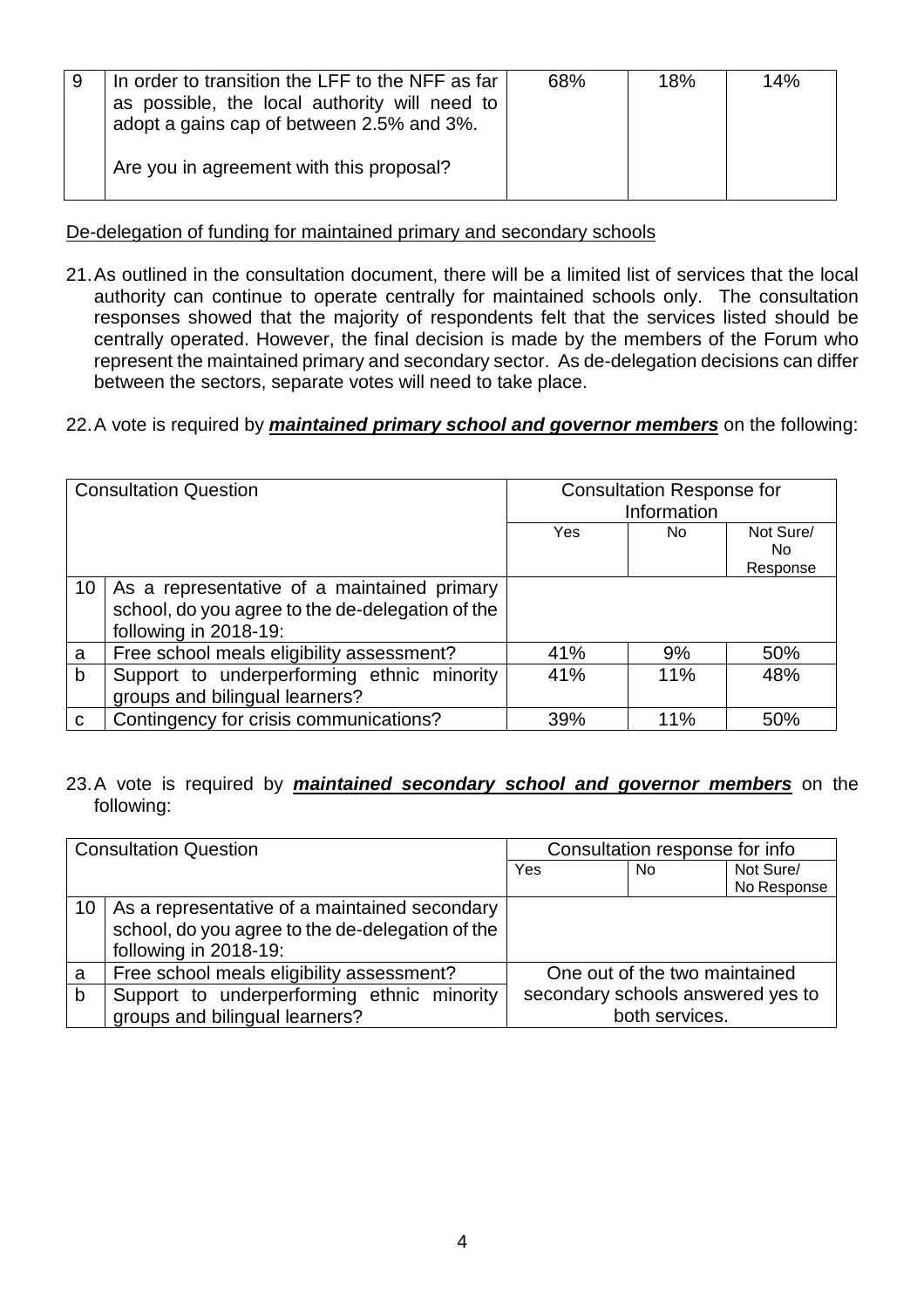| 9 | In order to transition the LFF to the NFF as far as possible, the local authority will need to adopt a gains cap of between 2.5% and 3%.<br><br>Are you in agreement with this proposal? | 68% | 18% | 14% |
|---|---|---|---|---|

De-delegation of funding for maintained primary and secondary schools

21. As outlined in the consultation document, there will be a limited list of services that the local authority can continue to operate centrally for maintained schools only. The consultation responses showed that the majority of respondents felt that the services listed should be centrally operated. However, the final decision is made by the members of the Forum who represent the maintained primary and secondary sector. As de-delegation decisions can differ between the sectors, separate votes will need to take place.

22. A vote is required by ***maintained primary school and governor members*** on the following:

| Consultation Question | | Consultation Response for Information | | |
|---|---|---|---|---|
| | | Yes | No | Not Sure/ No Response |
| 10 | As a representative of a maintained primary school, do you agree to the de-delegation of the following in 2018-19: | | | |
| a | Free school meals eligibility assessment? | 41% | 9% | 50% |
| b | Support to underperforming ethnic minority groups and bilingual learners? | 41% | 11% | 48% |
| c | Contingency for crisis communications? | 39% | 11% | 50% |

23. A vote is required by ***maintained secondary school and governor members*** on the following:

| Consultation Question | | Consultation response for info | | |
|---|---|---|---|---|
| | | Yes | No | Not Sure/ No Response |
| 10 | As a representative of a maintained secondary school, do you agree to the de-delegation of the following in 2018-19: | | | |
| a | Free school meals eligibility assessment? | One out of the two maintained secondary schools answered yes to both services. | | |
| b | Support to underperforming ethnic minority groups and bilingual learners? | | | |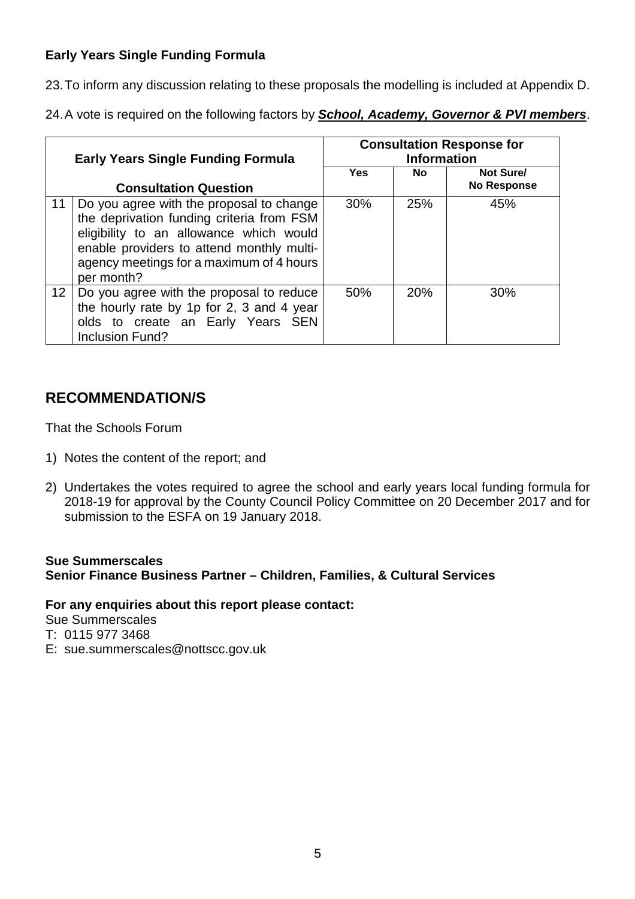**Early Years Single Funding Formula**

23. To inform any discussion relating to these proposals the modelling is included at Appendix D.

24. A vote is required on the following factors by ***School, Academy, Governor & PVI members***.

| Early Years Single Funding Formula | | Consultation Response for Information | | |
|---|---|---|---|---|
| Consultation Question | | Yes | No | Not Sure/ No Response |
| 11 | Do you agree with the proposal to change the deprivation funding criteria from FSM eligibility to an allowance which would enable providers to attend monthly multi-agency meetings for a maximum of 4 hours per month? | 30% | 25% | 45% |
| 12 | Do you agree with the proposal to reduce the hourly rate by 1p for 2, 3 and 4 year olds to create an Early Years SEN Inclusion Fund? | 50% | 20% | 30% |

## RECOMMENDATION/S

That the Schools Forum

1) Notes the content of the report; and

2) Undertakes the votes required to agree the school and early years local funding formula for 2018-19 for approval by the County Council Policy Committee on 20 December 2017 and for submission to the ESFA on 19 January 2018.

**Sue Summerscales**
**Senior Finance Business Partner – Children, Families, & Cultural Services**

**For any enquiries about this report please contact:**
Sue Summerscales
T: 0115 977 3468
E: sue.summerscales@nottscc.gov.uk